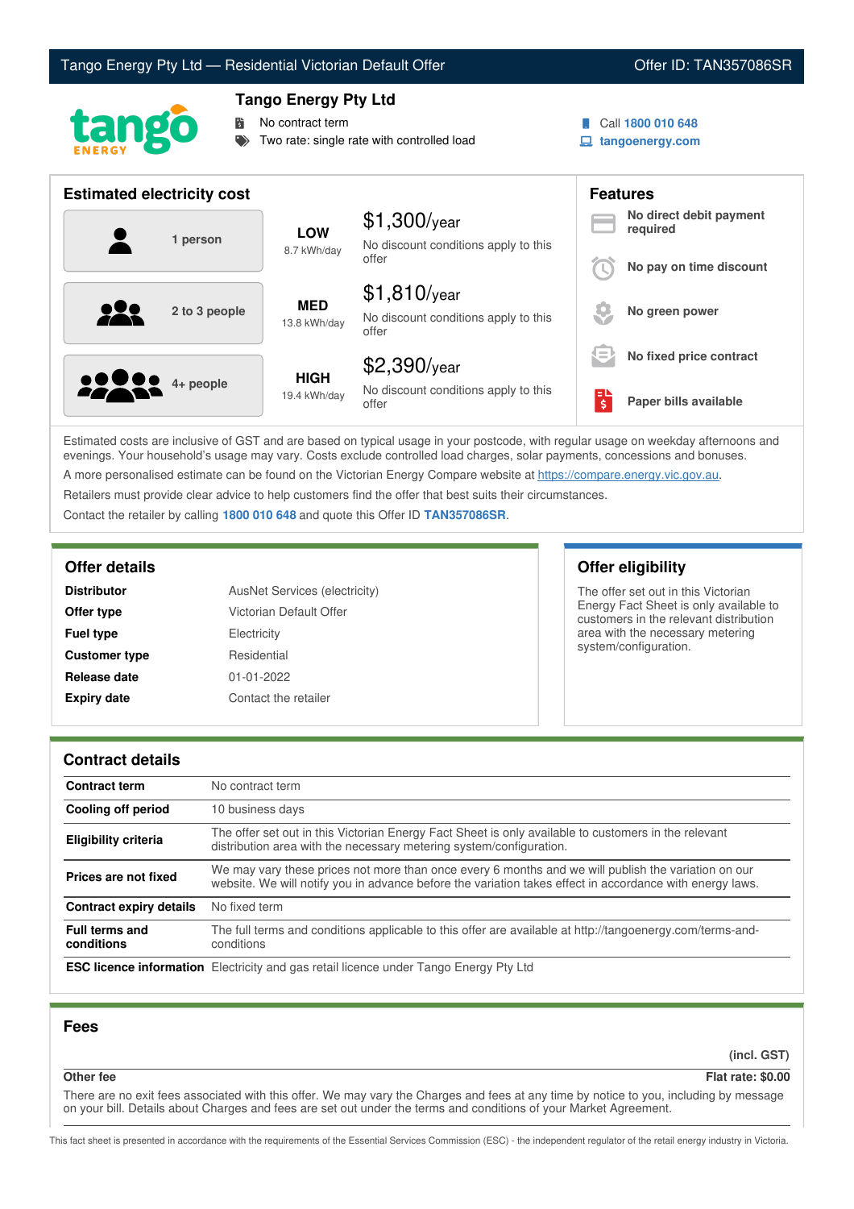# Tango Energy Pty Ltd — Residential Victorian Default Offer

Offer ID: TAN357086SR

## Tango Energy Pty Ltd

- No contract term
- Two rate: single rate with controlled load

Call **1800 010 648**
**tangoenergy.com**

## Estimated electricity cost

| Household | Usage | Cost |
|---|---|---|
| 1 person | **LOW** 8.7 kWh/day | $1,300/year — No discount conditions apply to this offer |
| 2 to 3 people | **MED** 13.8 kWh/day | $1,810/year — No discount conditions apply to this offer |
| 4+ people | **HIGH** 19.4 kWh/day | $2,390/year — No discount conditions apply to this offer |

## Features

- **No direct debit payment required**
- **No pay on time discount**
- **No green power**
- **No fixed price contract**
- **Paper bills available**

Estimated costs are inclusive of GST and are based on typical usage in your postcode, with regular usage on weekday afternoons and evenings. Your household's usage may vary. Costs exclude controlled load charges, solar payments, concessions and bonuses.

A more personalised estimate can be found on the Victorian Energy Compare website at https://compare.energy.vic.gov.au.

Retailers must provide clear advice to help customers find the offer that best suits their circumstances.

Contact the retailer by calling **1800 010 648** and quote this Offer ID **TAN357086SR**.

## Offer details

| | |
|---|---|
| **Distributor** | AusNet Services (electricity) |
| **Offer type** | Victorian Default Offer |
| **Fuel type** | Electricity |
| **Customer type** | Residential |
| **Release date** | 01-01-2022 |
| **Expiry date** | Contact the retailer |

## Offer eligibility

The offer set out in this Victorian Energy Fact Sheet is only available to customers in the relevant distribution area with the necessary metering system/configuration.

## Contract details

| | |
|---|---|
| **Contract term** | No contract term |
| **Cooling off period** | 10 business days |
| **Eligibility criteria** | The offer set out in this Victorian Energy Fact Sheet is only available to customers in the relevant distribution area with the necessary metering system/configuration. |
| **Prices are not fixed** | We may vary these prices not more than once every 6 months and we will publish the variation on our website. We will notify you in advance before the variation takes effect in accordance with energy laws. |
| **Contract expiry details** | No fixed term |
| **Full terms and conditions** | The full terms and conditions applicable to this offer are available at http://tangoenergy.com/terms-and-conditions |
| **ESC licence information** | Electricity and gas retail licence under Tango Energy Pty Ltd |

## Fees

| | (incl. GST) |
|---|---|
| **Other fee** | **Flat rate: $0.00** |

There are no exit fees associated with this offer. We may vary the Charges and fees at any time by notice to you, including by message on your bill. Details about Charges and fees are set out under the terms and conditions of your Market Agreement.

This fact sheet is presented in accordance with the requirements of the Essential Services Commission (ESC) - the independent regulator of the retail energy industry in Victoria.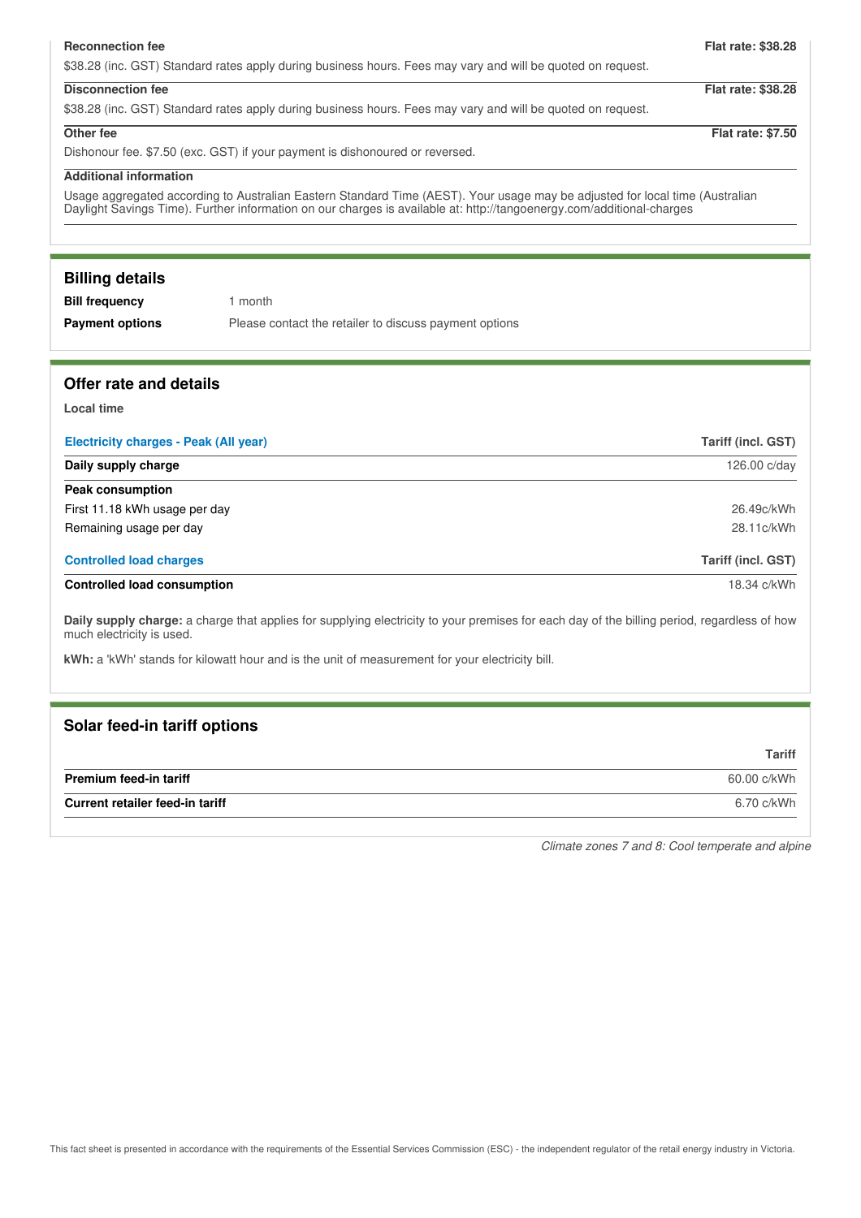| | |
|---|---|
| **Reconnection fee** | **Flat rate: $38.28** |

$38.28 (inc. GST) Standard rates apply during business hours. Fees may vary and will be quoted on request.

| | |
|---|---|
| **Disconnection fee** | **Flat rate: $38.28** |

$38.28 (inc. GST) Standard rates apply during business hours. Fees may vary and will be quoted on request.

| | |
|---|---|
| **Other fee** | **Flat rate: $7.50** |

Dishonour fee. $7.50 (exc. GST) if your payment is dishonoured or reversed.

**Additional information**

Usage aggregated according to Australian Eastern Standard Time (AEST). Your usage may be adjusted for local time (Australian Daylight Savings Time). Further information on our charges is available at: http://tangoenergy.com/additional-charges

## Billing details

| | |
|---|---|
| **Bill frequency** | 1 month |
| **Payment options** | Please contact the retailer to discuss payment options |

## Offer rate and details

**Local time**

| Electricity charges - Peak (All year) | Tariff (incl. GST) |
|---|---|
| **Daily supply charge** | 126.00 c/day |
| **Peak consumption** | |
| First 11.18 kWh usage per day | 26.49c/kWh |
| Remaining usage per day | 28.11c/kWh |

| Controlled load charges | Tariff (incl. GST) |
|---|---|
| **Controlled load consumption** | 18.34 c/kWh |

**Daily supply charge:** a charge that applies for supplying electricity to your premises for each day of the billing period, regardless of how much electricity is used.

**kWh:** a 'kWh' stands for kilowatt hour and is the unit of measurement for your electricity bill.

## Solar feed-in tariff options

| | Tariff |
|---|---|
| **Premium feed-in tariff** | 60.00 c/kWh |
| **Current retailer feed-in tariff** | 6.70 c/kWh |

*Climate zones 7 and 8: Cool temperate and alpine*

This fact sheet is presented in accordance with the requirements of the Essential Services Commission (ESC) - the independent regulator of the retail energy industry in Victoria.